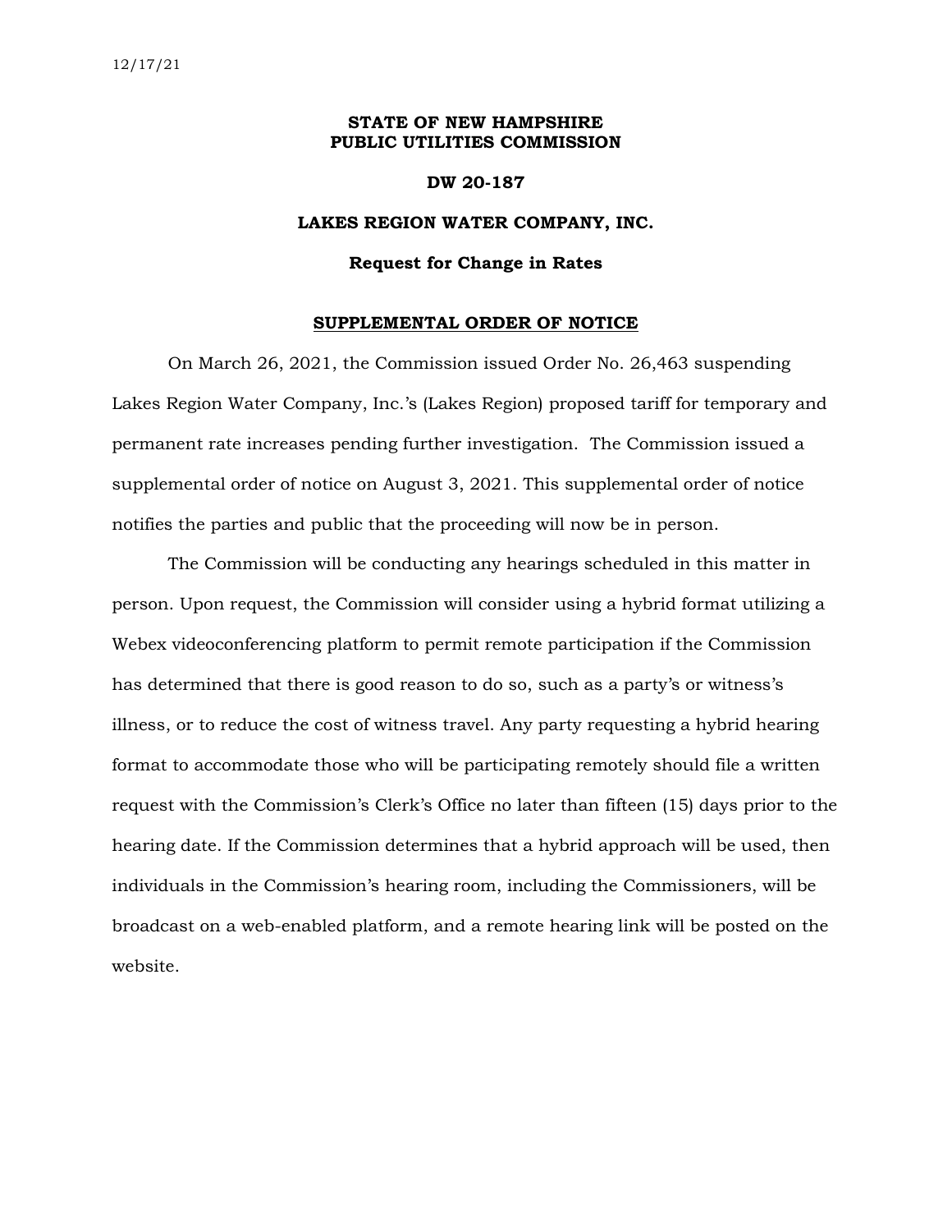12/17/21

**STATE OF NEW HAMPSHIRE**
**PUBLIC UTILITIES COMMISSION**

**DW 20-187**

**LAKES REGION WATER COMPANY, INC.**

**Request for Change in Rates**

**SUPPLEMENTAL ORDER OF NOTICE**

On March 26, 2021, the Commission issued Order No. 26,463 suspending Lakes Region Water Company, Inc.'s (Lakes Region) proposed tariff for temporary and permanent rate increases pending further investigation. The Commission issued a supplemental order of notice on August 3, 2021. This supplemental order of notice notifies the parties and public that the proceeding will now be in person.

The Commission will be conducting any hearings scheduled in this matter in person. Upon request, the Commission will consider using a hybrid format utilizing a Webex videoconferencing platform to permit remote participation if the Commission has determined that there is good reason to do so, such as a party's or witness's illness, or to reduce the cost of witness travel. Any party requesting a hybrid hearing format to accommodate those who will be participating remotely should file a written request with the Commission's Clerk's Office no later than fifteen (15) days prior to the hearing date. If the Commission determines that a hybrid approach will be used, then individuals in the Commission's hearing room, including the Commissioners, will be broadcast on a web-enabled platform, and a remote hearing link will be posted on the website.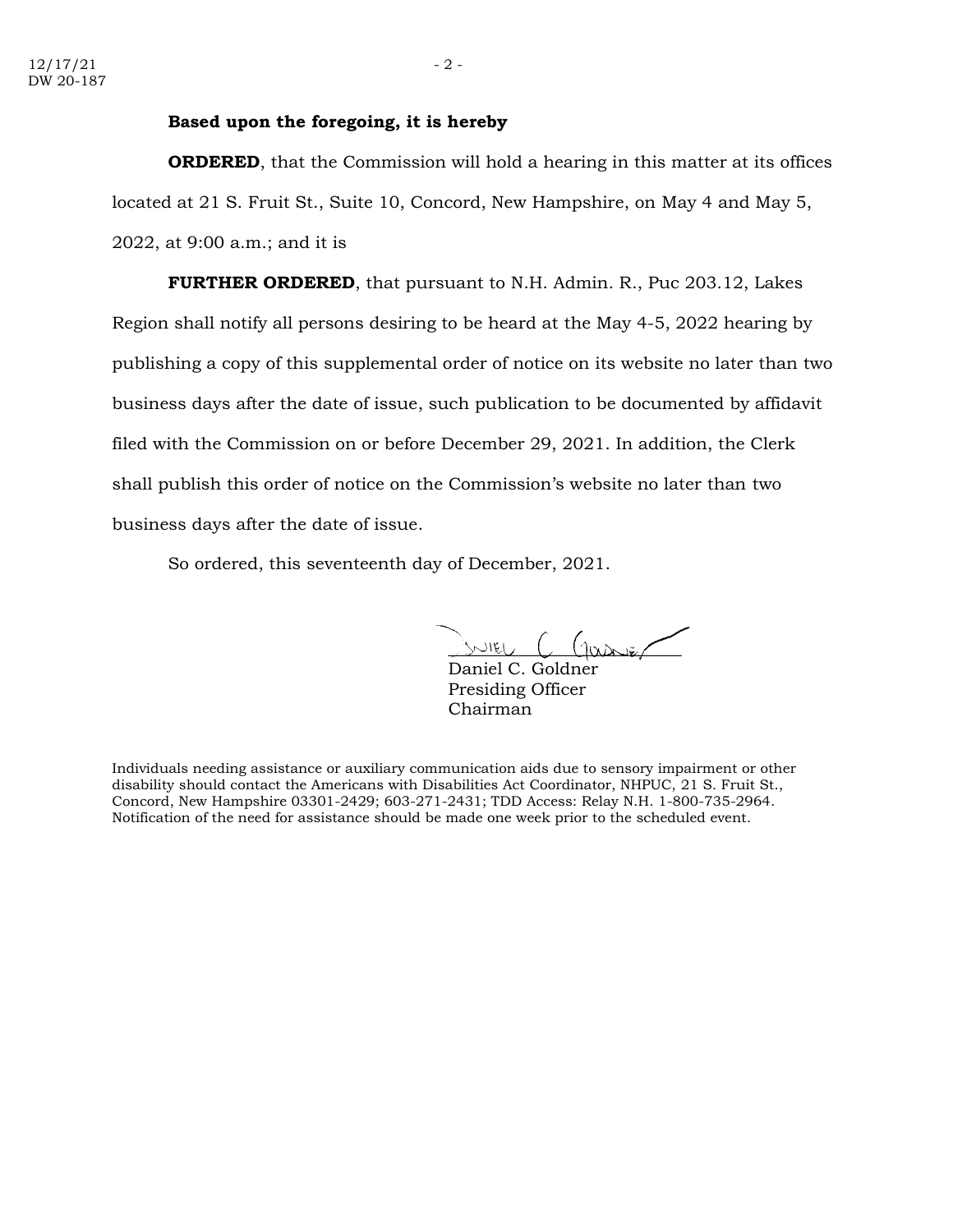**Based upon the foregoing, it is hereby**

**ORDERED**, that the Commission will hold a hearing in this matter at its offices located at 21 S. Fruit St., Suite 10, Concord, New Hampshire, on May 4 and May 5, 2022, at 9:00 a.m.; and it is

**FURTHER ORDERED**, that pursuant to N.H. Admin. R., Puc 203.12, Lakes Region shall notify all persons desiring to be heard at the May 4-5, 2022 hearing by publishing a copy of this supplemental order of notice on its website no later than two business days after the date of issue, such publication to be documented by affidavit filed with the Commission on or before December 29, 2021. In addition, the Clerk shall publish this order of notice on the Commission's website no later than two business days after the date of issue.

So ordered, this seventeenth day of December, 2021.

Daniel C. Goldner
Presiding Officer
Chairman

Individuals needing assistance or auxiliary communication aids due to sensory impairment or other disability should contact the Americans with Disabilities Act Coordinator, NHPUC, 21 S. Fruit St., Concord, New Hampshire 03301-2429; 603-271-2431; TDD Access: Relay N.H. 1-800-735-2964. Notification of the need for assistance should be made one week prior to the scheduled event.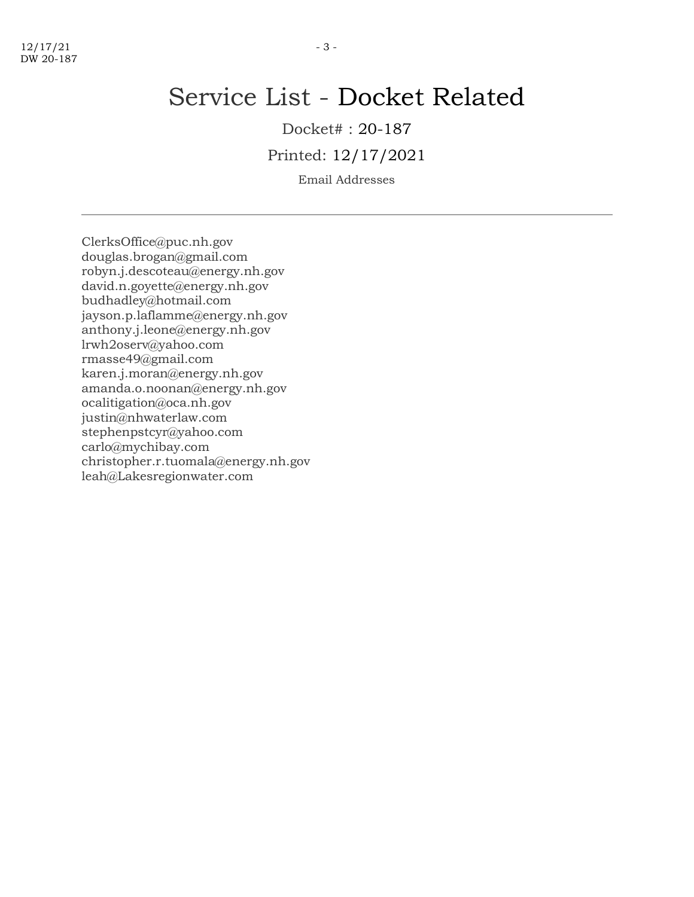# Service List - Docket Related

Docket# : 20-187

Printed: 12/17/2021

Email Addresses

---

ClerksOffice@puc.nh.gov
douglas.brogan@gmail.com
robyn.j.descoteau@energy.nh.gov
david.n.goyette@energy.nh.gov
budhadley@hotmail.com
jayson.p.laflamme@energy.nh.gov
anthony.j.leone@energy.nh.gov
lrwh2oserv@yahoo.com
rmasse49@gmail.com
karen.j.moran@energy.nh.gov
amanda.o.noonan@energy.nh.gov
ocalitigation@oca.nh.gov
justin@nhwaterlaw.com
stephenpstcyr@yahoo.com
carlo@mychibay.com
christopher.r.tuomala@energy.nh.gov
leah@Lakesregionwater.com